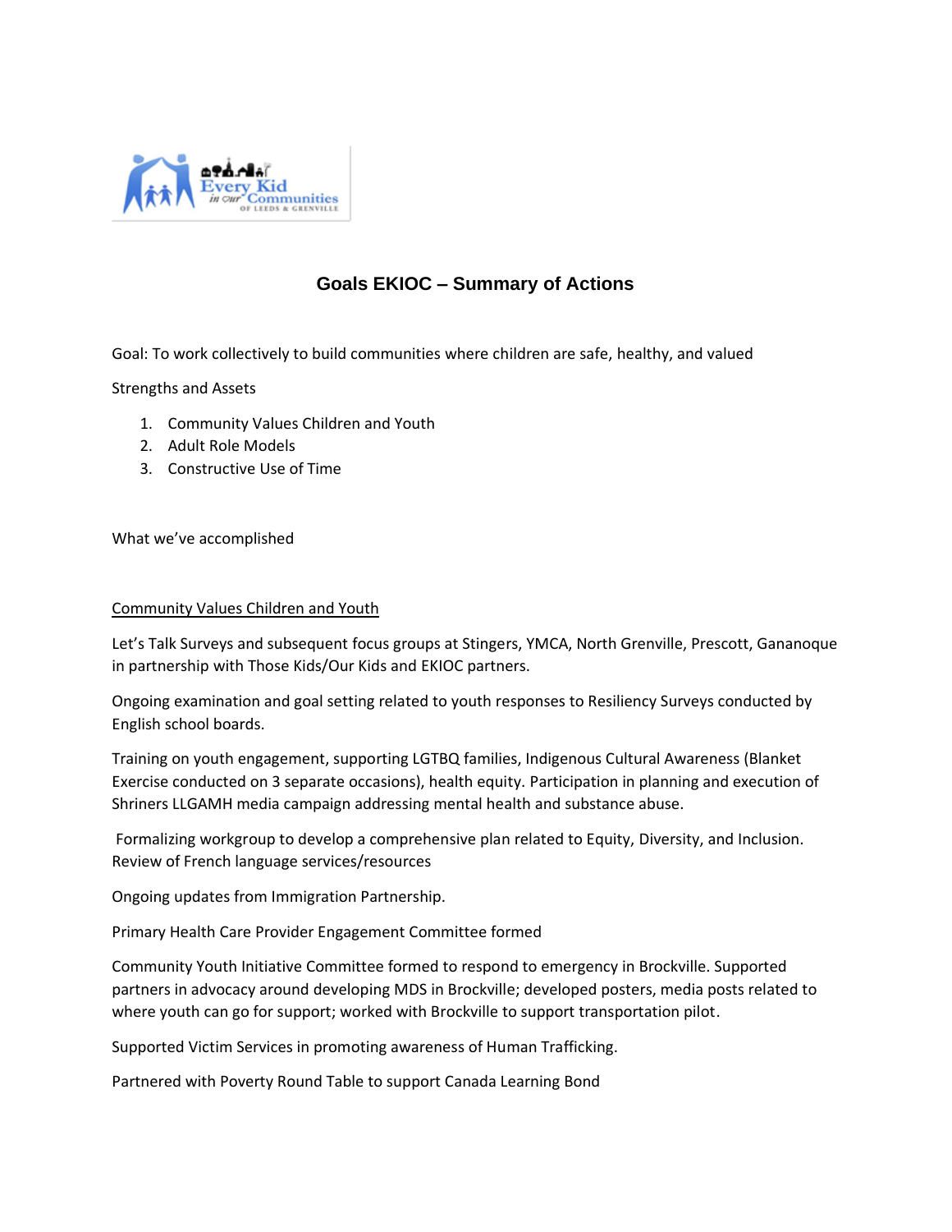# Goals EKIOC – Summary of Actions

Goal: To work collectively to build communities where children are safe, healthy, and valued

Strengths and Assets

1. Community Values Children and Youth
2. Adult Role Models
3. Constructive Use of Time

What we've accomplished

<u>Community Values Children and Youth</u>

Let's Talk Surveys and subsequent focus groups at Stingers, YMCA, North Grenville, Prescott, Gananoque in partnership with Those Kids/Our Kids and EKIOC partners.

Ongoing examination and goal setting related to youth responses to Resiliency Surveys conducted by English school boards.

Training on youth engagement, supporting LGTBQ families, Indigenous Cultural Awareness (Blanket Exercise conducted on 3 separate occasions), health equity. Participation in planning and execution of Shriners LLGAMH media campaign addressing mental health and substance abuse.

Formalizing workgroup to develop a comprehensive plan related to Equity, Diversity, and Inclusion. Review of French language services/resources

Ongoing updates from Immigration Partnership.

Primary Health Care Provider Engagement Committee formed

Community Youth Initiative Committee formed to respond to emergency in Brockville. Supported partners in advocacy around developing MDS in Brockville; developed posters, media posts related to where youth can go for support; worked with Brockville to support transportation pilot.

Supported Victim Services in promoting awareness of Human Trafficking.

Partnered with Poverty Round Table to support Canada Learning Bond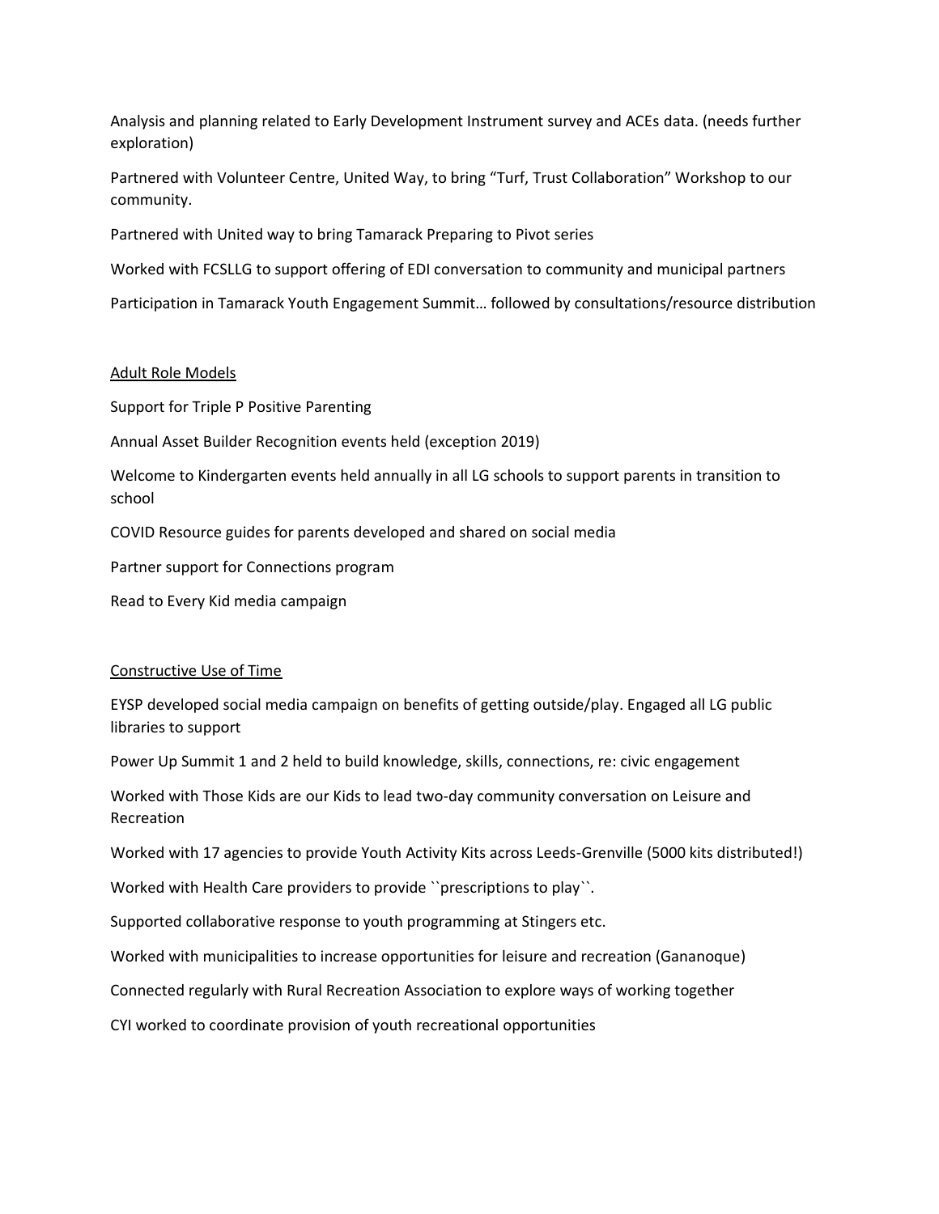Analysis and planning related to Early Development Instrument survey and ACEs data. (needs further exploration)

Partnered with Volunteer Centre, United Way, to bring “Turf, Trust Collaboration” Workshop to our community.

Partnered with United way to bring Tamarack Preparing to Pivot series

Worked with FCSLLG to support offering of EDI conversation to community and municipal partners

Participation in Tamarack Youth Engagement Summit… followed by consultations/resource distribution

<u>Adult Role Models</u>

Support for Triple P Positive Parenting

Annual Asset Builder Recognition events held (exception 2019)

Welcome to Kindergarten events held annually in all LG schools to support parents in transition to school

COVID Resource guides for parents developed and shared on social media

Partner support for Connections program

Read to Every Kid media campaign

<u>Constructive Use of Time</u>

EYSP developed social media campaign on benefits of getting outside/play. Engaged all LG public libraries to support

Power Up Summit 1 and 2 held to build knowledge, skills, connections, re: civic engagement

Worked with Those Kids are our Kids to lead two-day community conversation on Leisure and Recreation

Worked with 17 agencies to provide Youth Activity Kits across Leeds-Grenville (5000 kits distributed!)

Worked with Health Care providers to provide ``prescriptions to play``.

Supported collaborative response to youth programming at Stingers etc.

Worked with municipalities to increase opportunities for leisure and recreation (Gananoque)

Connected regularly with Rural Recreation Association to explore ways of working together

CYI worked to coordinate provision of youth recreational opportunities